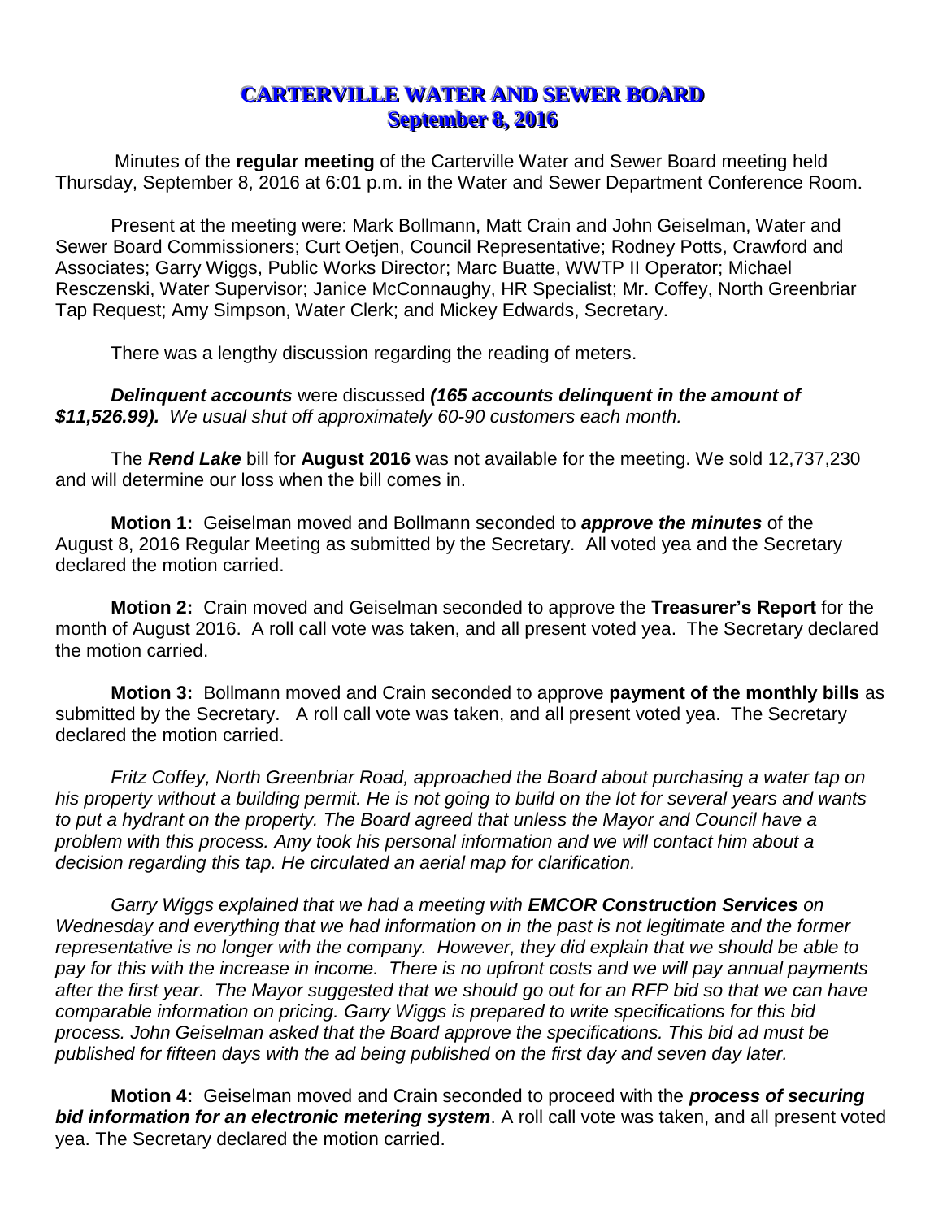# CARTERVILLE WATER AND SEWER BOARD
## September 8, 2016

Minutes of the **regular meeting** of the Carterville Water and Sewer Board meeting held Thursday, September 8, 2016 at 6:01 p.m. in the Water and Sewer Department Conference Room.

Present at the meeting were: Mark Bollmann, Matt Crain and John Geiselman, Water and Sewer Board Commissioners; Curt Oetjen, Council Representative; Rodney Potts, Crawford and Associates; Garry Wiggs, Public Works Director; Marc Buatte, WWTP II Operator; Michael Resczenski, Water Supervisor; Janice McConnaughy, HR Specialist; Mr. Coffey, North Greenbriar Tap Request; Amy Simpson, Water Clerk; and Mickey Edwards, Secretary.

There was a lengthy discussion regarding the reading of meters.

***Delinquent accounts*** were discussed ***(165 accounts delinquent in the amount of $11,526.99).*** *We usual shut off approximately 60-90 customers each month.*

The ***Rend Lake*** bill for **August 2016** was not available for the meeting. We sold 12,737,230 and will determine our loss when the bill comes in.

**Motion 1:** Geiselman moved and Bollmann seconded to ***approve the minutes*** of the August 8, 2016 Regular Meeting as submitted by the Secretary. All voted yea and the Secretary declared the motion carried.

**Motion 2:** Crain moved and Geiselman seconded to approve the **Treasurer's Report** for the month of August 2016. A roll call vote was taken, and all present voted yea. The Secretary declared the motion carried.

**Motion 3:** Bollmann moved and Crain seconded to approve **payment of the monthly bills** as submitted by the Secretary. A roll call vote was taken, and all present voted yea. The Secretary declared the motion carried.

*Fritz Coffey, North Greenbriar Road, approached the Board about purchasing a water tap on his property without a building permit. He is not going to build on the lot for several years and wants to put a hydrant on the property. The Board agreed that unless the Mayor and Council have a problem with this process. Amy took his personal information and we will contact him about a decision regarding this tap. He circulated an aerial map for clarification.*

*Garry Wiggs explained that we had a meeting with* ***EMCOR Construction Services*** *on Wednesday and everything that we had information on in the past is not legitimate and the former representative is no longer with the company. However, they did explain that we should be able to pay for this with the increase in income. There is no upfront costs and we will pay annual payments after the first year. The Mayor suggested that we should go out for an RFP bid so that we can have comparable information on pricing. Garry Wiggs is prepared to write specifications for this bid process. John Geiselman asked that the Board approve the specifications. This bid ad must be published for fifteen days with the ad being published on the first day and seven day later.*

**Motion 4:** Geiselman moved and Crain seconded to proceed with the ***process of securing bid information for an electronic metering system***. A roll call vote was taken, and all present voted yea. The Secretary declared the motion carried.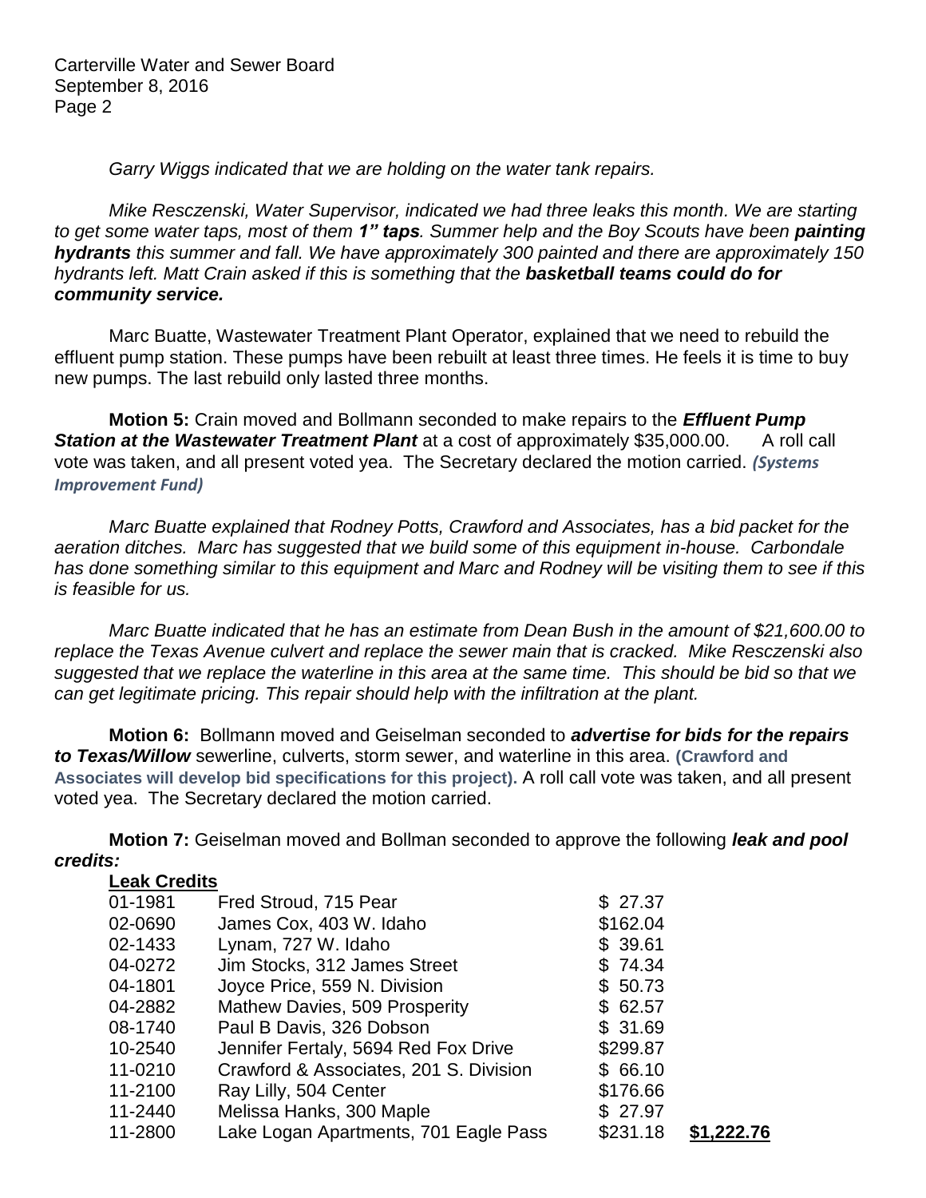*Garry Wiggs indicated that we are holding on the water tank repairs.*

*Mike Resczenski, Water Supervisor, indicated we had three leaks this month. We are starting to get some water taps, most of them **1" taps**. Summer help and the Boy Scouts have been **painting hydrants** this summer and fall. We have approximately 300 painted and there are approximately 150 hydrants left. Matt Crain asked if this is something that the **basketball teams could do for community service.***

Marc Buatte, Wastewater Treatment Plant Operator, explained that we need to rebuild the effluent pump station. These pumps have been rebuilt at least three times. He feels it is time to buy new pumps. The last rebuild only lasted three months.

**Motion 5:** Crain moved and Bollmann seconded to make repairs to the ***Effluent Pump Station at the Wastewater Treatment Plant*** at a cost of approximately $35,000.00. A roll call vote was taken, and all present voted yea. The Secretary declared the motion carried. ***(Systems Improvement Fund)***

*Marc Buatte explained that Rodney Potts, Crawford and Associates, has a bid packet for the aeration ditches. Marc has suggested that we build some of this equipment in-house. Carbondale has done something similar to this equipment and Marc and Rodney will be visiting them to see if this is feasible for us.*

*Marc Buatte indicated that he has an estimate from Dean Bush in the amount of $21,600.00 to replace the Texas Avenue culvert and replace the sewer main that is cracked. Mike Resczenski also suggested that we replace the waterline in this area at the same time. This should be bid so that we can get legitimate pricing. This repair should help with the infiltration at the plant.*

**Motion 6:** Bollmann moved and Geiselman seconded to ***advertise for bids for the repairs to Texas/Willow*** sewerline, culverts, storm sewer, and waterline in this area. **(Crawford and Associates will develop bid specifications for this project).** A roll call vote was taken, and all present voted yea. The Secretary declared the motion carried.

**Motion 7:** Geiselman moved and Bollman seconded to approve the following ***leak and pool credits:***

**Leak Credits**

| | | | |
|---|---|---|---|
| 01-1981 | Fred Stroud, 715 Pear | $ 27.37 | |
| 02-0690 | James Cox, 403 W. Idaho | $162.04 | |
| 02-1433 | Lynam, 727 W. Idaho | $ 39.61 | |
| 04-0272 | Jim Stocks, 312 James Street | $ 74.34 | |
| 04-1801 | Joyce Price, 559 N. Division | $ 50.73 | |
| 04-2882 | Mathew Davies, 509 Prosperity | $ 62.57 | |
| 08-1740 | Paul B Davis, 326 Dobson | $ 31.69 | |
| 10-2540 | Jennifer Fertaly, 5694 Red Fox Drive | $299.87 | |
| 11-0210 | Crawford & Associates, 201 S. Division | $ 66.10 | |
| 11-2100 | Ray Lilly, 504 Center | $176.66 | |
| 11-2440 | Melissa Hanks, 300 Maple | $ 27.97 | |
| 11-2800 | Lake Logan Apartments, 701 Eagle Pass | $231.18 | **$1,222.76** |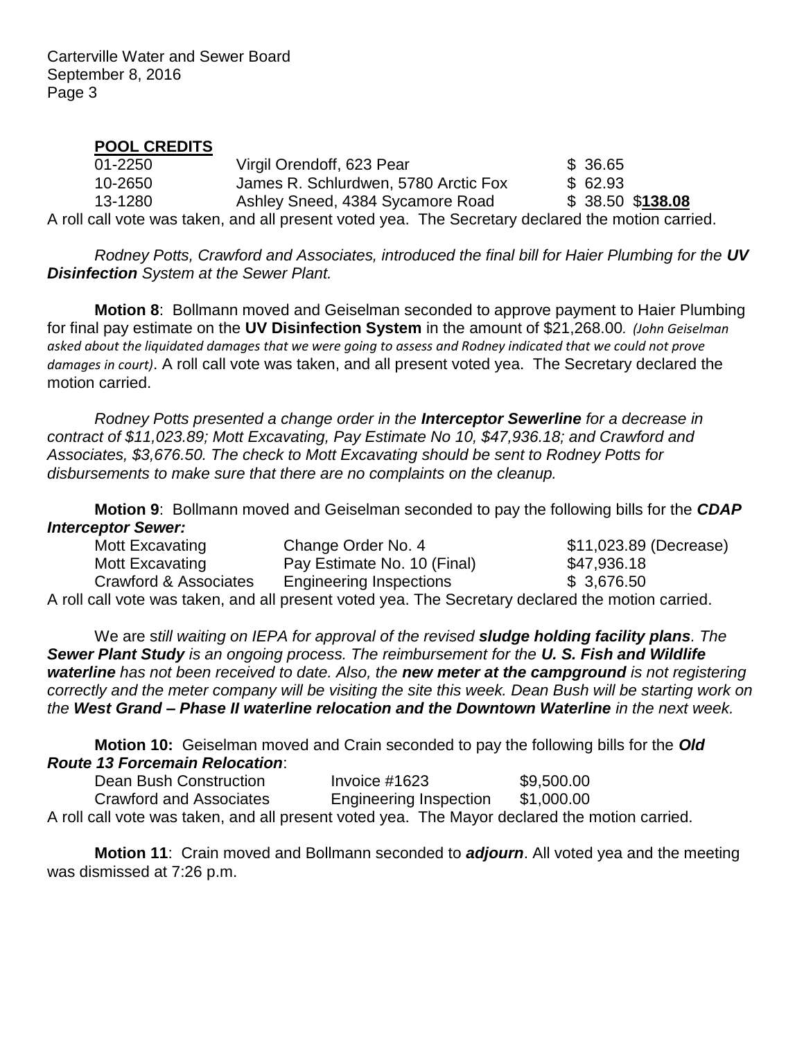**POOL CREDITS**

| | | | |
|---|---|---|---|
| 01-2250 | Virgil Orendoff, 623 Pear | $ 36.65 | |
| 10-2650 | James R. Schlurdwen, 5780 Arctic Fox | $ 62.93 | |
| 13-1280 | Ashley Sneed, 4384 Sycamore Road | $ 38.50 | $**138.08** |

A roll call vote was taken, and all present voted yea. The Secretary declared the motion carried.

*Rodney Potts, Crawford and Associates, introduced the final bill for Haier Plumbing for the* ***UV Disinfection*** *System at the Sewer Plant.*

**Motion 8**: Bollmann moved and Geiselman seconded to approve payment to Haier Plumbing for final pay estimate on the **UV Disinfection System** in the amount of $21,268.00. *(John Geiselman asked about the liquidated damages that we were going to assess and Rodney indicated that we could not prove damages in court)*. A roll call vote was taken, and all present voted yea. The Secretary declared the motion carried.

*Rodney Potts presented a change order in the* ***Interceptor Sewerline*** *for a decrease in contract of $11,023.89; Mott Excavating, Pay Estimate No 10, $47,936.18; and Crawford and Associates, $3,676.50. The check to Mott Excavating should be sent to Rodney Potts for disbursements to make sure that there are no complaints on the cleanup.*

**Motion 9**: Bollmann moved and Geiselman seconded to pay the following bills for the ***CDAP Interceptor Sewer:***

| | | |
|---|---|---|
| Mott Excavating | Change Order No. 4 | $11,023.89 (Decrease) |
| Mott Excavating | Pay Estimate No. 10 (Final) | $47,936.18 |
| Crawford & Associates | Engineering Inspections | $ 3,676.50 |

A roll call vote was taken, and all present voted yea. The Secretary declared the motion carried.

We are s*till waiting on IEPA for approval of the revised* ***sludge holding facility plans****. The* ***Sewer Plant Study*** *is an ongoing process. The reimbursement for the* ***U. S. Fish and Wildlife waterline*** *has not been received to date. Also, the* ***new meter at the campground*** *is not registering correctly and the meter company will be visiting the site this week. Dean Bush will be starting work on the* ***West Grand – Phase II waterline relocation and the Downtown Waterline*** *in the next week.*

**Motion 10:** Geiselman moved and Crain seconded to pay the following bills for the ***Old Route 13 Forcemain Relocation***:

| | | |
|---|---|---|
| Dean Bush Construction | Invoice #1623 | $9,500.00 |
| Crawford and Associates | Engineering Inspection | $1,000.00 |

A roll call vote was taken, and all present voted yea. The Mayor declared the motion carried.

**Motion 11**: Crain moved and Bollmann seconded to ***adjourn***. All voted yea and the meeting was dismissed at 7:26 p.m.